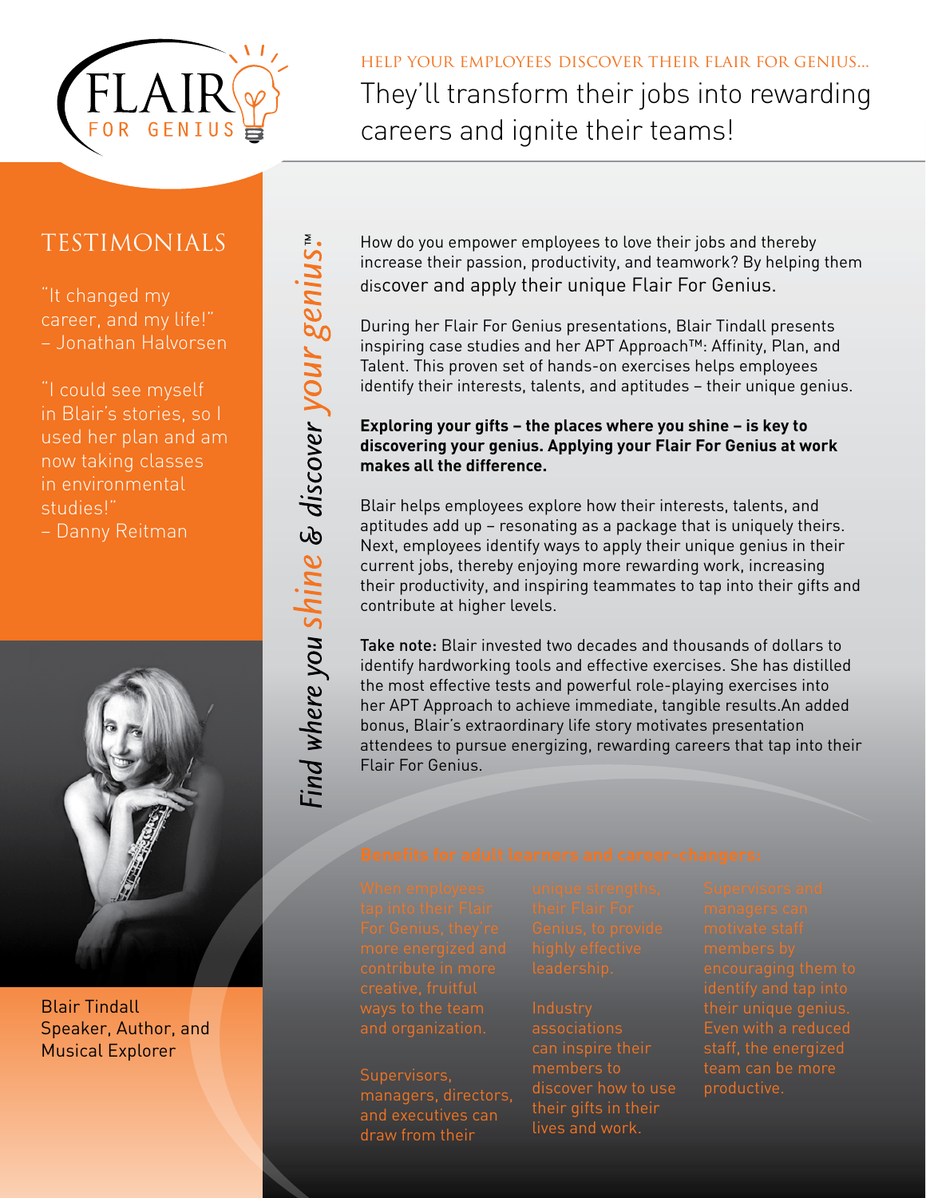FLAIR FOR GENIUS

HELP YOUR EMPLOYEES DISCOVER THEIR FLAIR FOR GENIUS...

# They'll transform their jobs into rewarding careers and ignite their teams!

## TESTIMONIALS

"It changed my career, and my life!"
– Jonathan Halvorsen

"I could see myself in Blair's stories, so I used her plan and am now taking classes in environmental studies!"
– Danny Reitman

Blair Tindall
Speaker, Author, and Musical Explorer

*Find where you shine & discover your genius.*™

How do you empower employees to love their jobs and thereby increase their passion, productivity, and teamwork? By helping them discover and apply their unique Flair For Genius.

During her Flair For Genius presentations, Blair Tindall presents inspiring case studies and her APT Approach™: Affinity, Plan, and Talent. This proven set of hands-on exercises helps employees identify their interests, talents, and aptitudes – their unique genius.

**Exploring your gifts – the places where you shine – is key to discovering your genius. Applying your Flair For Genius at work makes all the difference.**

Blair helps employees explore how their interests, talents, and aptitudes add up – resonating as a package that is uniquely theirs. Next, employees identify ways to apply their unique genius in their current jobs, thereby enjoying more rewarding work, increasing their productivity, and inspiring teammates to tap into their gifts and contribute at higher levels.

**Take note:** Blair invested two decades and thousands of dollars to identify hardworking tools and effective exercises. She has distilled the most effective tests and powerful role-playing exercises into her APT Approach to achieve immediate, tangible results.An added bonus, Blair's extraordinary life story motivates presentation attendees to pursue energizing, rewarding careers that tap into their Flair For Genius.

### Benefits for adult learners and career-changers:

When employees tap into their Flair For Genius, they're more energized and contribute in more creative, fruitful ways to the team and organization.

Supervisors, managers, directors, and executives can draw from their unique strengths, their Flair For Genius, to provide highly effective leadership.

Industry associations can inspire their members to discover how to use their gifts in their lives and work.

Supervisors and managers can motivate staff members by encouraging them to identify and tap into their unique genius. Even with a reduced staff, the energized team can be more productive.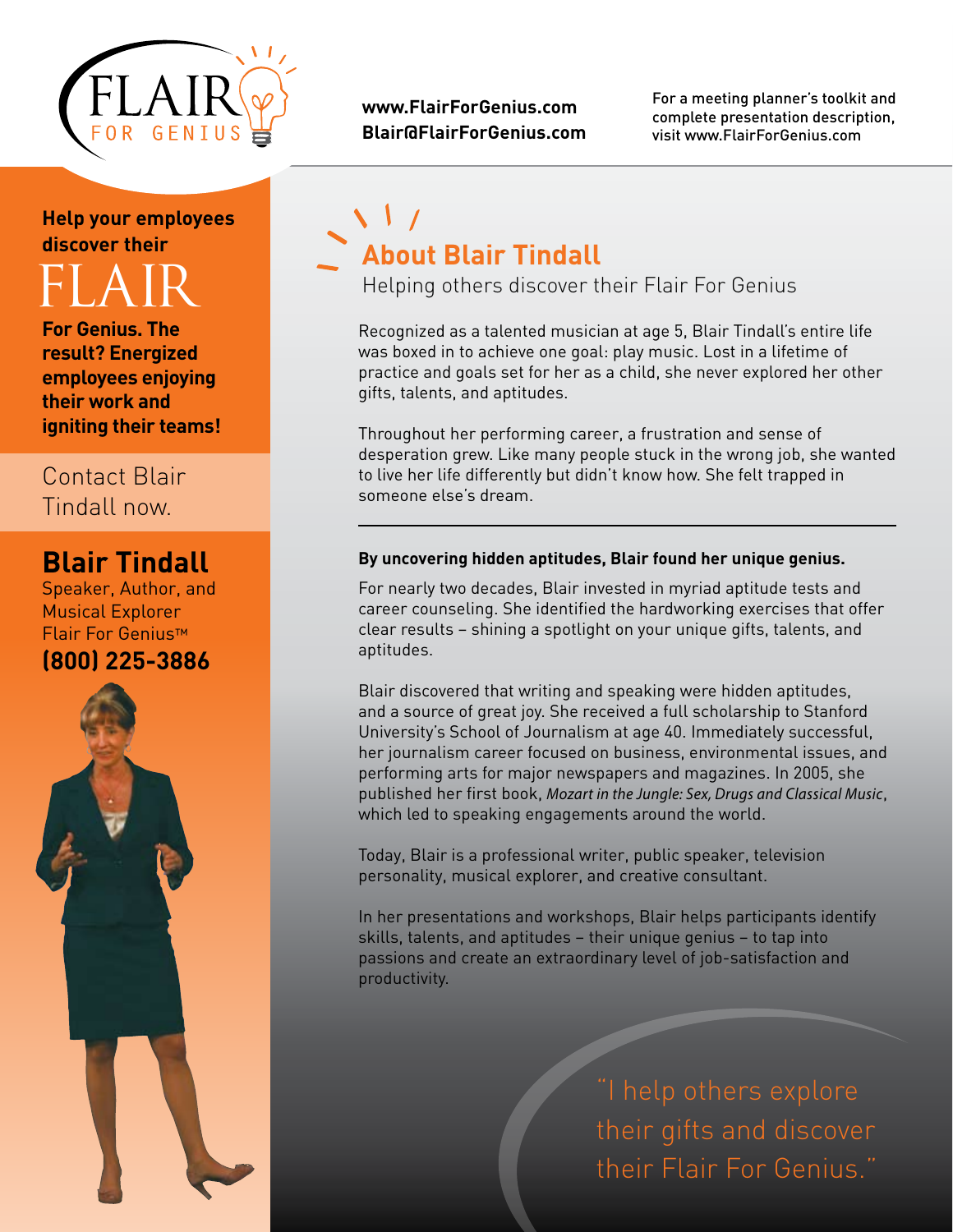FLAIR FOR GENIUS

**www.FlairForGenius.com**
**Blair@FlairForGenius.com**

For a meeting planner's toolkit and complete presentation description, visit www.FlairForGenius.com

**Help your employees discover their**

FLAIR

**For Genius. The result? Energized employees enjoying their work and igniting their teams!**

Contact Blair Tindall now.

## Blair Tindall

Speaker, Author, and Musical Explorer
Flair For Genius™
**(800) 225-3886**

# About Blair Tindall

Helping others discover their Flair For Genius

Recognized as a talented musician at age 5, Blair Tindall's entire life was boxed in to achieve one goal: play music. Lost in a lifetime of practice and goals set for her as a child, she never explored her other gifts, talents, and aptitudes.

Throughout her performing career, a frustration and sense of desperation grew. Like many people stuck in the wrong job, she wanted to live her life differently but didn't know how. She felt trapped in someone else's dream.

---

**By uncovering hidden aptitudes, Blair found her unique genius.**

For nearly two decades, Blair invested in myriad aptitude tests and career counseling. She identified the hardworking exercises that offer clear results – shining a spotlight on your unique gifts, talents, and aptitudes.

Blair discovered that writing and speaking were hidden aptitudes, and a source of great joy. She received a full scholarship to Stanford University's School of Journalism at age 40. Immediately successful, her journalism career focused on business, environmental issues, and performing arts for major newspapers and magazines. In 2005, she published her first book, *Mozart in the Jungle: Sex, Drugs and Classical Music*, which led to speaking engagements around the world.

Today, Blair is a professional writer, public speaker, television personality, musical explorer, and creative consultant.

In her presentations and workshops, Blair helps participants identify skills, talents, and aptitudes – their unique genius – to tap into passions and create an extraordinary level of job-satisfaction and productivity.

"I help others explore their gifts and discover their Flair For Genius."